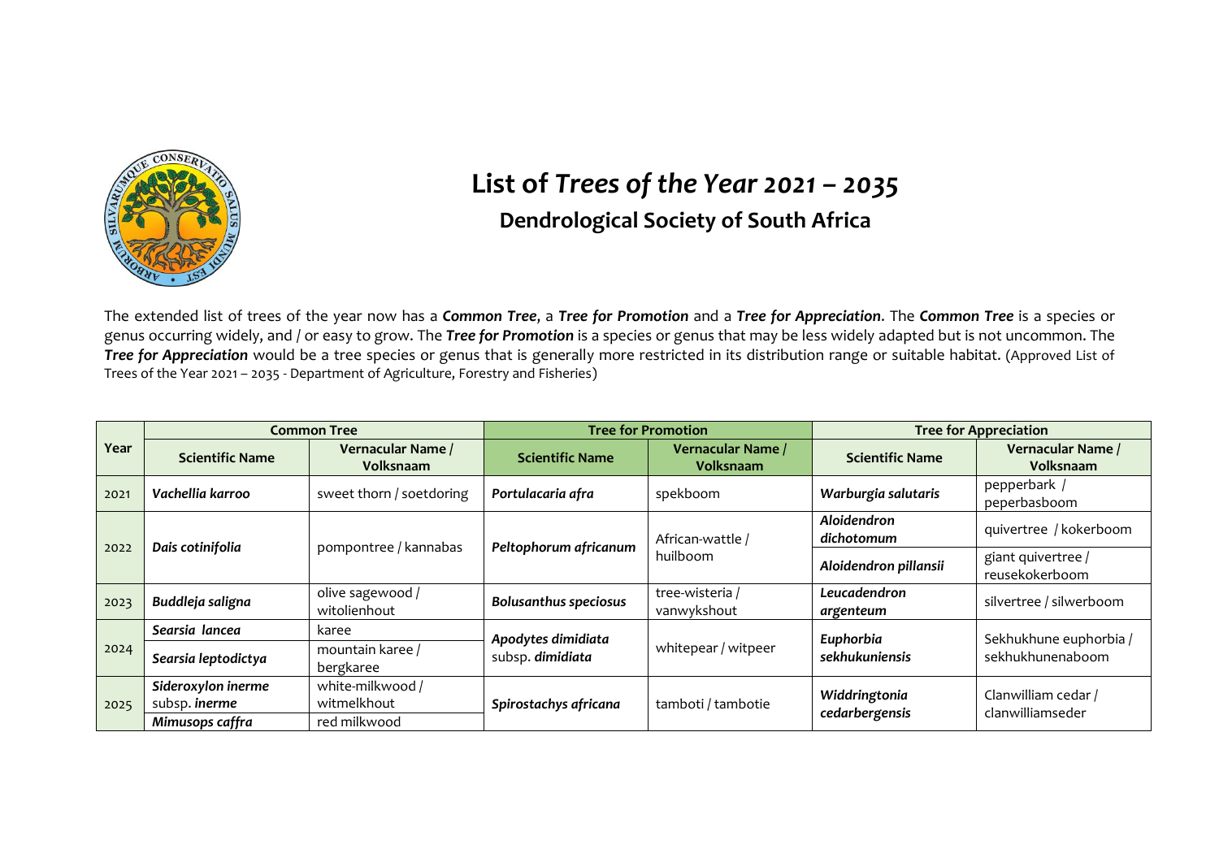# List of *Trees of the Year 2021 – 2035*

## Dendrological Society of South Africa

The extended list of trees of the year now has a ***Common Tree***, a ***Tree for Promotion*** and a ***Tree for Appreciation***. The ***Common Tree*** is a species or genus occurring widely, and / or easy to grow. The ***Tree for Promotion*** is a species or genus that may be less widely adapted but is not uncommon. The ***Tree for Appreciation*** would be a tree species or genus that is generally more restricted in its distribution range or suitable habitat. (Approved List of Trees of the Year 2021 – 2035 - Department of Agriculture, Forestry and Fisheries)

| Year | Common Tree | | Tree for Promotion | | Tree for Appreciation | |
|---|---|---|---|---|---|---|
| | **Scientific Name** | **Vernacular Name / Volksnaam** | **Scientific Name** | **Vernacular Name / Volksnaam** | **Scientific Name** | **Vernacular Name / Volksnaam** |
| 2021 | ***Vachellia karroo*** | sweet thorn / soetdoring | ***Portulacaria afra*** | spekboom | ***Warburgia salutaris*** | pepperbark / peperbasboom |
| 2022 | ***Dais cotinifolia*** | pompontree / kannabas | ***Peltophorum africanum*** | African-wattle / huilboom | ***Aloidendron dichotomum*** | quivertree / kokerboom |
| | | | | | ***Aloidendron pillansii*** | giant quivertree / reusekokerboom |
| 2023 | ***Buddleja saligna*** | olive sagewood / witolienhout | ***Bolusanthus speciosus*** | tree-wisteria / vanwykshout | ***Leucadendron argenteum*** | silvertree / silwerboom |
| 2024 | ***Searsia lancea*** | karee | ***Apodytes dimidiata*** subsp. ***dimidiata*** | whitepear / witpeer | ***Euphorbia sekhukuniensis*** | Sekhukhune euphorbia / sekhukhunenaboom |
| | ***Searsia leptodictya*** | mountain karee / bergkaree | | | | |
| 2025 | ***Sideroxylon inerme*** subsp. ***inerme*** | white-milkwood / witmelkhout | ***Spirostachys africana*** | tamboti / tambotie | ***Widdringtonia cedarbergensis*** | Clanwilliam cedar / clanwilliamseder |
| | ***Mimusops caffra*** | red milkwood | | | | |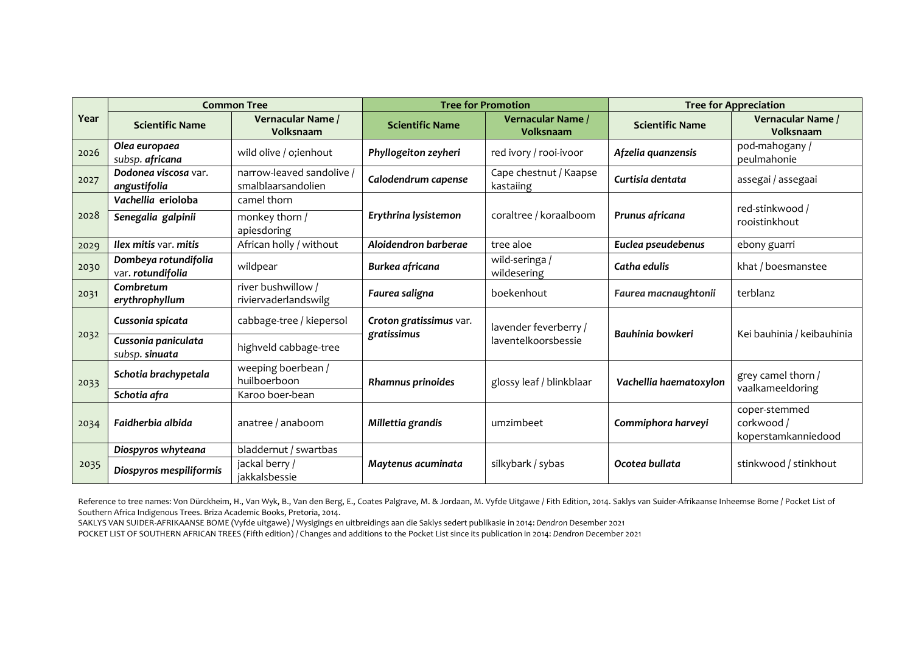| Year | Common Tree | | Tree for Promotion | | Tree for Appreciation | |
|---|---|---|---|---|---|---|
| | Scientific Name | Vernacular Name / Volksnaam | Scientific Name | Vernacular Name / Volksnaam | Scientific Name | Vernacular Name / Volksnaam |
| 2026 | *Olea europaea* subsp. ***africana*** | wild olive / o;ienhout | ***Phyllogeiton zeyheri*** | red ivory / rooi-ivoor | ***Afzelia quanzensis*** | pod-mahogany / peulmahonie |
| 2027 | ***Dodonea viscosa*** var. ***angustifolia*** | narrow-leaved sandolive / smalblaarsandolien | ***Calodendrum capense*** | Cape chestnut / Kaapse kastaiing | ***Curtisia dentata*** | assegai / assegaai |
| 2028 | ***Vachellia erioloba*** | camel thorn | ***Erythrina lysistemon*** | coraltree / koraalboom | ***Prunus africana*** | red-stinkwood / rooistinkhout |
| | ***Senegalia galpinii*** | monkey thorn / apiesdoring | | | | |
| 2029 | ***Ilex mitis*** var. ***mitis*** | African holly / without | ***Aloidendron barberae*** | tree aloe | ***Euclea pseudebenus*** | ebony guarri |
| 2030 | ***Dombeya rotundifolia*** var. ***rotundifolia*** | wildpear | ***Burkea africana*** | wild-seringa / wildesering | ***Catha edulis*** | khat / boesmanstee |
| 2031 | ***Combretum erythrophyllum*** | river bushwillow / riviervaderlandswilg | ***Faurea saligna*** | boekenhout | ***Faurea macnaughtonii*** | terblanz |
| 2032 | ***Cussonia spicata*** | cabbage-tree / kiepersol | ***Croton gratissimus*** var. ***gratissimus*** | lavender feverberry / laventelkoorsbessie | ***Bauhinia bowkeri*** | Kei bauhinia / keibauhinia |
| | ***Cussonia paniculata*** subsp. ***sinuata*** | highveld cabbage-tree | | | | |
| 2033 | ***Schotia brachypetala*** | weeping boerbean / huilboerboon | ***Rhamnus prinoides*** | glossy leaf / blinkblaar | ***Vachellia haematoxylon*** | grey camel thorn / vaalkameeldoring |
| | ***Schotia afra*** | Karoo boer-bean | | | | |
| 2034 | ***Faidherbia albida*** | anatree / anaboom | ***Millettia grandis*** | umzimbeet | ***Commiphora harveyi*** | coper-stemmed corkwood / koperstamkanniedood |
| 2035 | ***Diospyros whyteana*** | bladdernut / swartbas | ***Maytenus acuminata*** | silkybark / sybas | ***Ocotea bullata*** | stinkwood / stinkhout |
| | ***Diospyros mespiliformis*** | jackal berry / jakkalsbessie | | | | |

Reference to tree names: Von Dürckheim, H., Van Wyk, B., Van den Berg, E., Coates Palgrave, M. & Jordaan, M. Vyfde Uitgawe / Fith Edition, 2014. Saklys van Suider-Afrikaanse Inheemse Bome / Pocket List of Southern Africa Indigenous Trees. Briza Academic Books, Pretoria, 2014.

SAKLYS VAN SUIDER-AFRIKAANSE BOME (Vyfde uitgawe) / Wysigings en uitbreidings aan die Saklys sedert publikasie in 2014: *Dendron* Desember 2021

POCKET LIST OF SOUTHERN AFRICAN TREES (Fifth edition) / Changes and additions to the Pocket List since its publication in 2014: *Dendron* December 2021